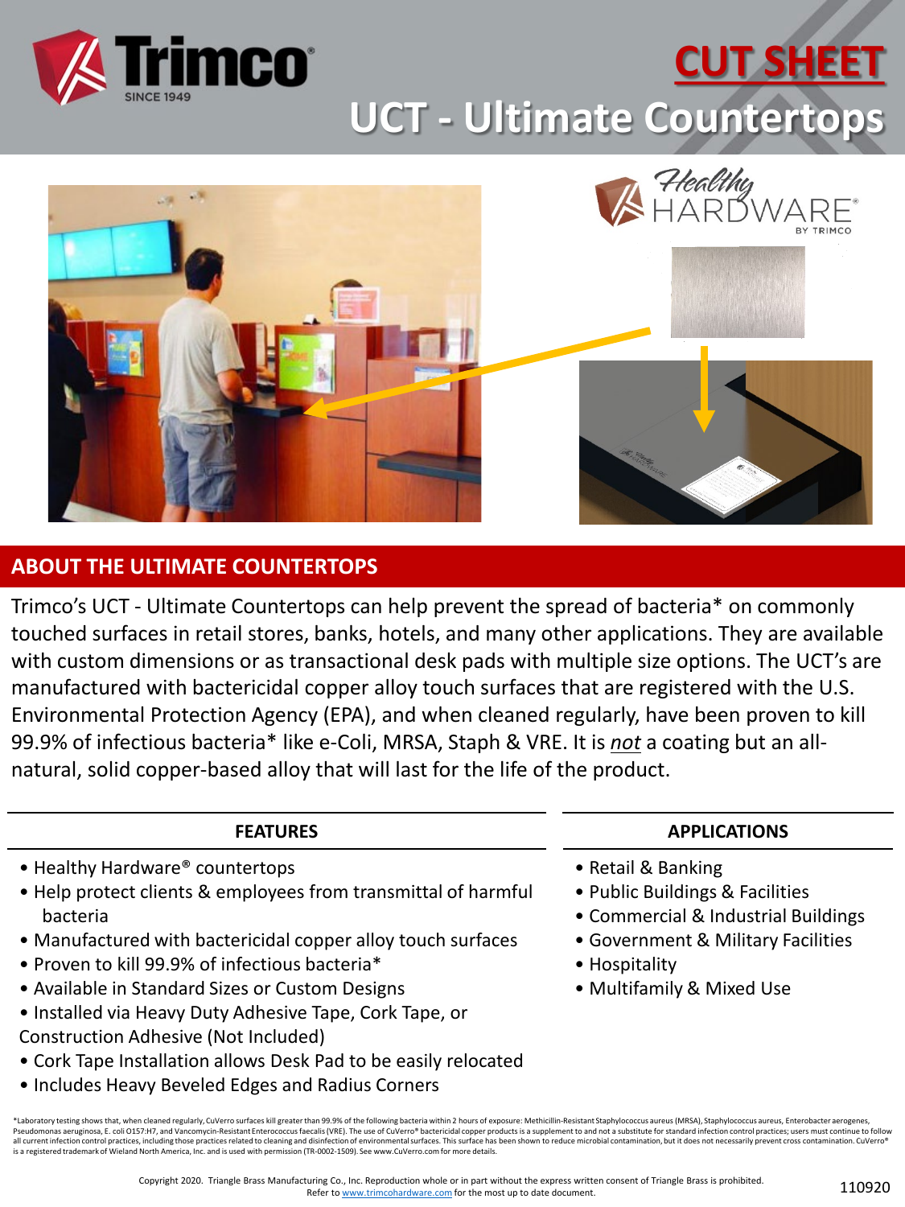# CUT SHEET

# UCT - Ultimate Countertops

## ABOUT THE ULTIMATE COUNTERTOPS

Trimco's UCT - Ultimate Countertops can help prevent the spread of bacteria* on commonly touched surfaces in retail stores, banks, hotels, and many other applications. They are available with custom dimensions or as transactional desk pads with multiple size options. The UCT's are manufactured with bactericidal copper alloy touch surfaces that are registered with the U.S. Environmental Protection Agency (EPA), and when cleaned regularly, have been proven to kill 99.9% of infectious bacteria* like e-Coli, MRSA, Staph & VRE. It is *not* a coating but an all-natural, solid copper-based alloy that will last for the life of the product.

### FEATURES

- Healthy Hardware® countertops
- Help protect clients & employees from transmittal of harmful bacteria
- Manufactured with bactericidal copper alloy touch surfaces
- Proven to kill 99.9% of infectious bacteria*
- Available in Standard Sizes or Custom Designs
- Installed via Heavy Duty Adhesive Tape, Cork Tape, or Construction Adhesive (Not Included)
- Cork Tape Installation allows Desk Pad to be easily relocated
- Includes Heavy Beveled Edges and Radius Corners

### APPLICATIONS

- Retail & Banking
- Public Buildings & Facilities
- Commercial & Industrial Buildings
- Government & Military Facilities
- Hospitality
- Multifamily & Mixed Use

*Laboratory testing shows that, when cleaned regularly, CuVerro surfaces kill greater than 99.9% of the following bacteria within 2 hours of exposure: Methicillin-Resistant Staphylococcus aureus (MRSA), Staphylococcus aureus, Enterobacter aerogenes, Pseudomonas aeruginosa, E. coli O157:H7, and Vancomycin-Resistant Enterococcus faecalis (VRE). The use of CuVerro® bactericidal copper products is a supplement to and not a substitute for standard infection control practices; users must continue to follow all current infection control practices, including those practices related to cleaning and disinfection of environmental surfaces. This surface has been shown to reduce microbial contamination, but it does not necessarily prevent cross contamination. CuVerro® is a registered trademark of Wieland North America, Inc. and is used with permission (TR-0002-1509). See www.CuVerro.com for more details.

Copyright 2020. Triangle Brass Manufacturing Co., Inc. Reproduction whole or in part without the express written consent of Triangle Brass is prohibited. Refer to www.trimcohardware.com for the most up to date document.

110920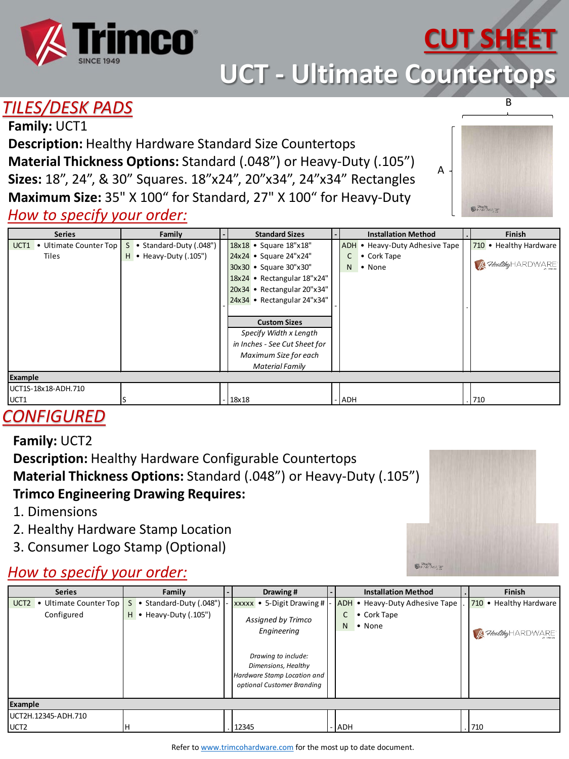# CUT SHEET

# UCT - Ultimate Countertops

## TILES/DESK PADS

**Family:** UCT1

**Description:** Healthy Hardware Standard Size Countertops

**Material Thickness Options:** Standard (.048”) or Heavy-Duty (.105”)

**Sizes:** 18”, 24”, & 30” Squares. 18”x24”, 20”x34”, 24”x34” Rectangles

**Maximum Size:** 35" X 100“ for Standard, 27" X 100“ for Heavy-Duty

B

A

### How to specify your order:

| Series | Family | - | Standard Sizes | - | Installation Method | . | Finish |
|---|---|---|---|---|---|---|---|
| UCT1 • Ultimate Counter Top Tiles | S • Standard-Duty (.048")<br>H • Heavy-Duty (.105") | - | 18x18 • Square 18"x18"<br>24x24 • Square 24"x24"<br>30x30 • Square 30"x30"<br>18x24 • Rectangular 18"x24"<br>20x34 • Rectangular 20"x34"<br>24x34 • Rectangular 24"x34"<br>**Custom Sizes**<br>*Specify Width x Length in Inches - See Cut Sheet for Maximum Size for each Material Family* | - | ADH • Heavy-Duty Adhesive Tape<br>C • Cork Tape<br>N • None | . | 710 • Healthy Hardware |
| **Example** | | | | | | | |
| UCT1S-18x18-ADH.710 | | | | | | | |
| UCT1 | S | - | 18x18 | - | ADH | . | 710 |

## CONFIGURED

**Family:** UCT2

**Description:** Healthy Hardware Configurable Countertops

**Material Thickness Options:** Standard (.048”) or Heavy-Duty (.105”)

**Trimco Engineering Drawing Requires:**

1. Dimensions
2. Healthy Hardware Stamp Location
3. Consumer Logo Stamp (Optional)

### How to specify your order:

| Series | Family | - | Drawing # | - | Installation Method | . | Finish |
|---|---|---|---|---|---|---|---|
| UCT2 • Ultimate Counter Top Configured | S • Standard-Duty (.048")<br>H • Heavy-Duty (.105") | - | xxxxx • 5-Digit Drawing #<br>*Assigned by Trimco Engineering*<br>*Drawing to include: Dimensions, Healthy Hardware Stamp Location and optional Customer Branding* | - | ADH • Heavy-Duty Adhesive Tape<br>C • Cork Tape<br>N • None | . | 710 • Healthy Hardware |
| **Example** | | | | | | | |
| UCT2H.12345-ADH.710 | | | | | | | |
| UCT2 | H | . | 12345 | - | ADH | . | 710 |

Refer to www.trimcohardware.com for the most up to date document.